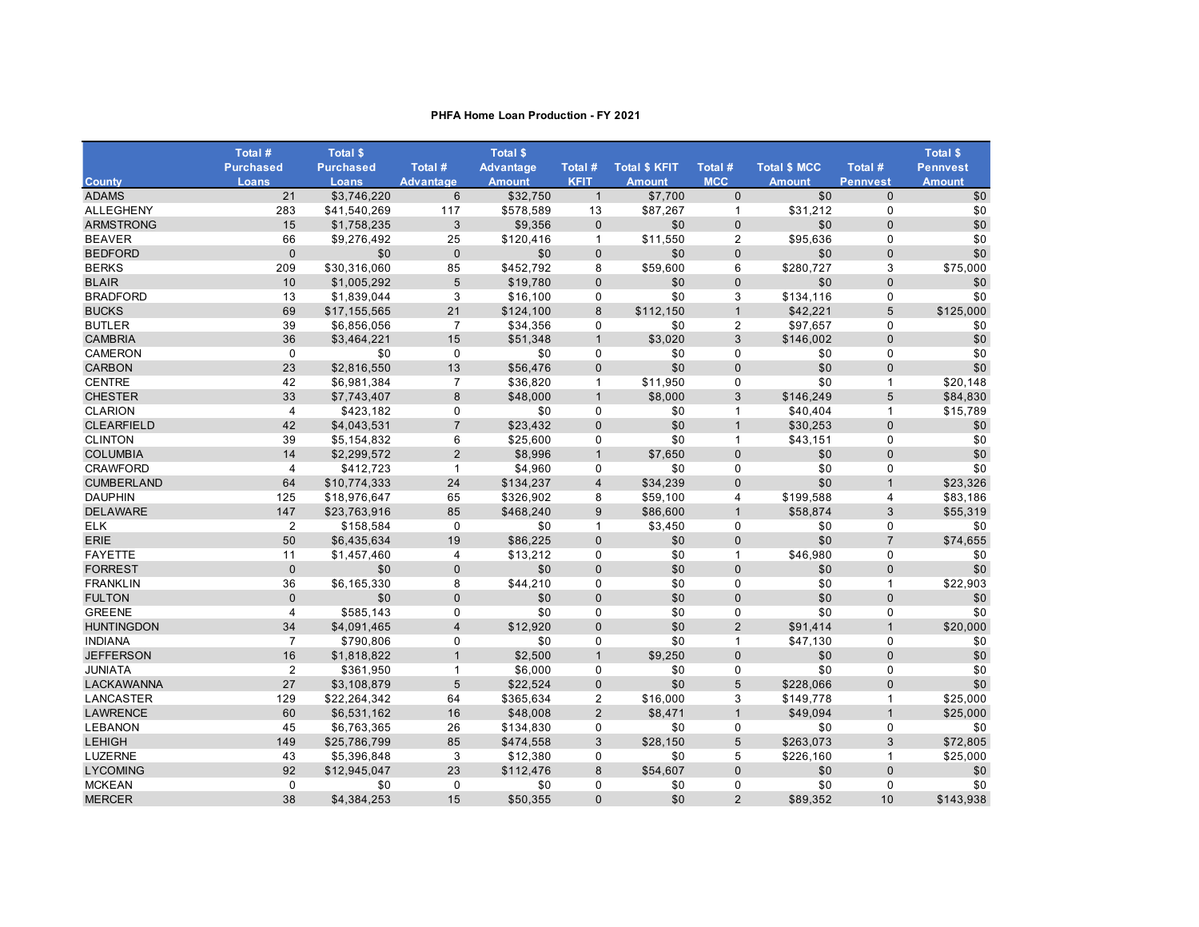**PHFA Home Loan Production - FY 2021**

| County | Total # Purchased Loans | Total $ Purchased Loans | Total # Advantage | Total $ Advantage Amount | Total # KFIT | Total $ KFIT Amount | Total # MCC | Total $ MCC Amount | Total # Pennvest | Total $ Pennvest Amount |
|---|---|---|---|---|---|---|---|---|---|---|
| ADAMS | 21 | $3,746,220 | 6 | $32,750 | 1 | $7,700 | 0 | $0 | 0 | $0 |
| ALLEGHENY | 283 | $41,540,269 | 117 | $578,589 | 13 | $87,267 | 1 | $31,212 | 0 | $0 |
| ARMSTRONG | 15 | $1,758,235 | 3 | $9,356 | 0 | $0 | 0 | $0 | 0 | $0 |
| BEAVER | 66 | $9,276,492 | 25 | $120,416 | 1 | $11,550 | 2 | $95,636 | 0 | $0 |
| BEDFORD | 0 | $0 | 0 | $0 | 0 | $0 | 0 | $0 | 0 | $0 |
| BERKS | 209 | $30,316,060 | 85 | $452,792 | 8 | $59,600 | 6 | $280,727 | 3 | $75,000 |
| BLAIR | 10 | $1,005,292 | 5 | $19,780 | 0 | $0 | 0 | $0 | 0 | $0 |
| BRADFORD | 13 | $1,839,044 | 3 | $16,100 | 0 | $0 | 3 | $134,116 | 0 | $0 |
| BUCKS | 69 | $17,155,565 | 21 | $124,100 | 8 | $112,150 | 1 | $42,221 | 5 | $125,000 |
| BUTLER | 39 | $6,856,056 | 7 | $34,356 | 0 | $0 | 2 | $97,657 | 0 | $0 |
| CAMBRIA | 36 | $3,464,221 | 15 | $51,348 | 1 | $3,020 | 3 | $146,002 | 0 | $0 |
| CAMERON | 0 | $0 | 0 | $0 | 0 | $0 | 0 | $0 | 0 | $0 |
| CARBON | 23 | $2,816,550 | 13 | $56,476 | 0 | $0 | 0 | $0 | 0 | $0 |
| CENTRE | 42 | $6,981,384 | 7 | $36,820 | 1 | $11,950 | 0 | $0 | 1 | $20,148 |
| CHESTER | 33 | $7,743,407 | 8 | $48,000 | 1 | $8,000 | 3 | $146,249 | 5 | $84,830 |
| CLARION | 4 | $423,182 | 0 | $0 | 0 | $0 | 1 | $40,404 | 1 | $15,789 |
| CLEARFIELD | 42 | $4,043,531 | 7 | $23,432 | 0 | $0 | 1 | $30,253 | 0 | $0 |
| CLINTON | 39 | $5,154,832 | 6 | $25,600 | 0 | $0 | 1 | $43,151 | 0 | $0 |
| COLUMBIA | 14 | $2,299,572 | 2 | $8,996 | 1 | $7,650 | 0 | $0 | 0 | $0 |
| CRAWFORD | 4 | $412,723 | 1 | $4,960 | 0 | $0 | 0 | $0 | 0 | $0 |
| CUMBERLAND | 64 | $10,774,333 | 24 | $134,237 | 4 | $34,239 | 0 | $0 | 1 | $23,326 |
| DAUPHIN | 125 | $18,976,647 | 65 | $326,902 | 8 | $59,100 | 4 | $199,588 | 4 | $83,186 |
| DELAWARE | 147 | $23,763,916 | 85 | $468,240 | 9 | $86,600 | 1 | $58,874 | 3 | $55,319 |
| ELK | 2 | $158,584 | 0 | $0 | 1 | $3,450 | 0 | $0 | 0 | $0 |
| ERIE | 50 | $6,435,634 | 19 | $86,225 | 0 | $0 | 0 | $0 | 7 | $74,655 |
| FAYETTE | 11 | $1,457,460 | 4 | $13,212 | 0 | $0 | 1 | $46,980 | 0 | $0 |
| FORREST | 0 | $0 | 0 | $0 | 0 | $0 | 0 | $0 | 0 | $0 |
| FRANKLIN | 36 | $6,165,330 | 8 | $44,210 | 0 | $0 | 0 | $0 | 1 | $22,903 |
| FULTON | 0 | $0 | 0 | $0 | 0 | $0 | 0 | $0 | 0 | $0 |
| GREENE | 4 | $585,143 | 0 | $0 | 0 | $0 | 0 | $0 | 0 | $0 |
| HUNTINGDON | 34 | $4,091,465 | 4 | $12,920 | 0 | $0 | 2 | $91,414 | 1 | $20,000 |
| INDIANA | 7 | $790,806 | 0 | $0 | 0 | $0 | 1 | $47,130 | 0 | $0 |
| JEFFERSON | 16 | $1,818,822 | 1 | $2,500 | 1 | $9,250 | 0 | $0 | 0 | $0 |
| JUNIATA | 2 | $361,950 | 1 | $6,000 | 0 | $0 | 0 | $0 | 0 | $0 |
| LACKAWANNA | 27 | $3,108,879 | 5 | $22,524 | 0 | $0 | 5 | $228,066 | 0 | $0 |
| LANCASTER | 129 | $22,264,342 | 64 | $365,634 | 2 | $16,000 | 3 | $149,778 | 1 | $25,000 |
| LAWRENCE | 60 | $6,531,162 | 16 | $48,008 | 2 | $8,471 | 1 | $49,094 | 1 | $25,000 |
| LEBANON | 45 | $6,763,365 | 26 | $134,830 | 0 | $0 | 0 | $0 | 0 | $0 |
| LEHIGH | 149 | $25,786,799 | 85 | $474,558 | 3 | $28,150 | 5 | $263,073 | 3 | $72,805 |
| LUZERNE | 43 | $5,396,848 | 3 | $12,380 | 0 | $0 | 5 | $226,160 | 1 | $25,000 |
| LYCOMING | 92 | $12,945,047 | 23 | $112,476 | 8 | $54,607 | 0 | $0 | 0 | $0 |
| MCKEAN | 0 | $0 | 0 | $0 | 0 | $0 | 0 | $0 | 0 | $0 |
| MERCER | 38 | $4,384,253 | 15 | $50,355 | 0 | $0 | 2 | $89,352 | 10 | $143,938 |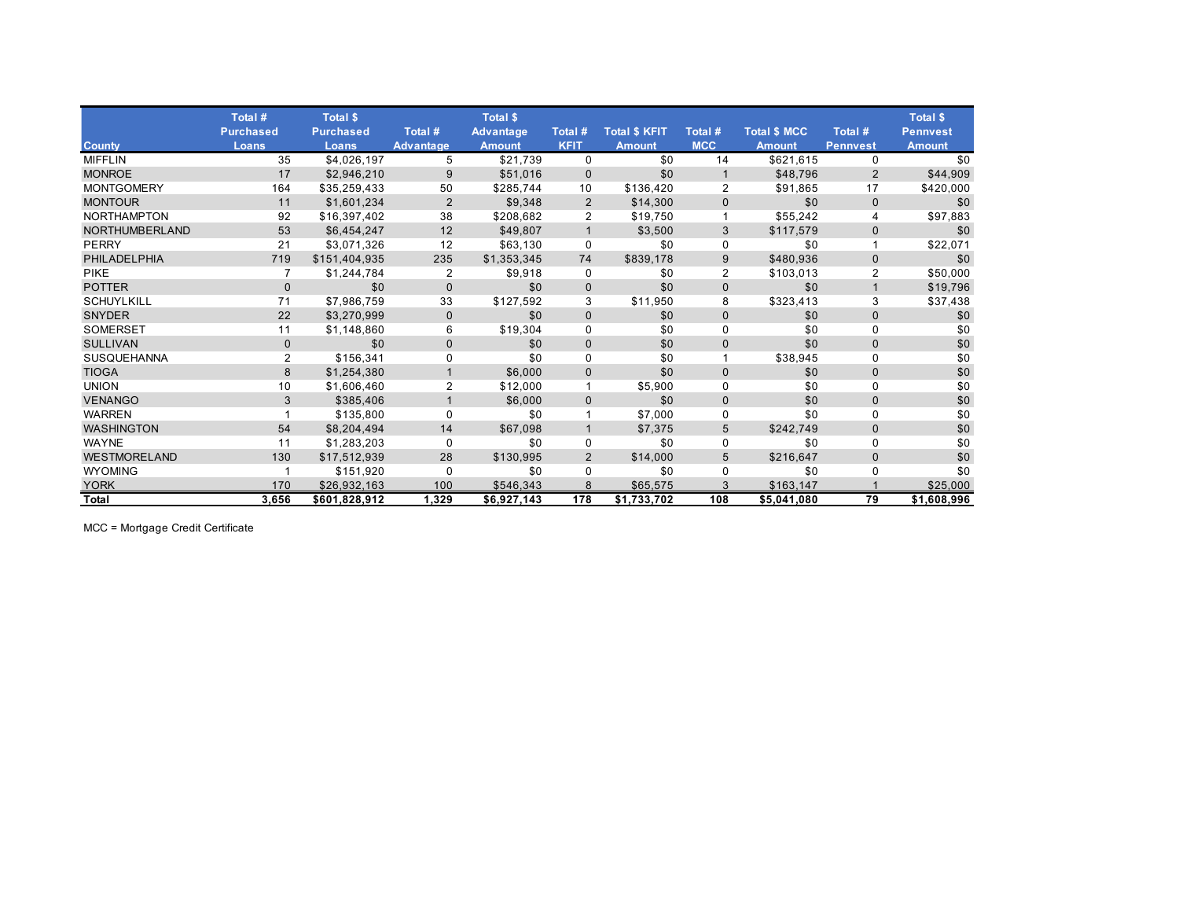| County | Total # Purchased Loans | Total $ Purchased Loans | Total # Advantage | Total $ Advantage Amount | Total # KFIT | Total $ KFIT Amount | Total # MCC | Total $ MCC Amount | Total # Pennvest | Total $ Pennvest Amount |
|---|---|---|---|---|---|---|---|---|---|---|
| MIFFLIN | 35 | $4,026,197 | 5 | $21,739 | 0 | $0 | 14 | $621,615 | 0 | $0 |
| MONROE | 17 | $2,946,210 | 9 | $51,016 | 0 | $0 | 1 | $48,796 | 2 | $44,909 |
| MONTGOMERY | 164 | $35,259,433 | 50 | $285,744 | 10 | $136,420 | 2 | $91,865 | 17 | $420,000 |
| MONTOUR | 11 | $1,601,234 | 2 | $9,348 | 2 | $14,300 | 0 | $0 | 0 | $0 |
| NORTHAMPTON | 92 | $16,397,402 | 38 | $208,682 | 2 | $19,750 | 1 | $55,242 | 4 | $97,883 |
| NORTHUMBERLAND | 53 | $6,454,247 | 12 | $49,807 | 1 | $3,500 | 3 | $117,579 | 0 | $0 |
| PERRY | 21 | $3,071,326 | 12 | $63,130 | 0 | $0 | 0 | $0 | 1 | $22,071 |
| PHILADELPHIA | 719 | $151,404,935 | 235 | $1,353,345 | 74 | $839,178 | 9 | $480,936 | 0 | $0 |
| PIKE | 7 | $1,244,784 | 2 | $9,918 | 0 | $0 | 2 | $103,013 | 2 | $50,000 |
| POTTER | 0 | $0 | 0 | $0 | 0 | $0 | 0 | $0 | 1 | $19,796 |
| SCHUYLKILL | 71 | $7,986,759 | 33 | $127,592 | 3 | $11,950 | 8 | $323,413 | 3 | $37,438 |
| SNYDER | 22 | $3,270,999 | 0 | $0 | 0 | $0 | 0 | $0 | 0 | $0 |
| SOMERSET | 11 | $1,148,860 | 6 | $19,304 | 0 | $0 | 0 | $0 | 0 | $0 |
| SULLIVAN | 0 | $0 | 0 | $0 | 0 | $0 | 0 | $0 | 0 | $0 |
| SUSQUEHANNA | 2 | $156,341 | 0 | $0 | 0 | $0 | 1 | $38,945 | 0 | $0 |
| TIOGA | 8 | $1,254,380 | 1 | $6,000 | 0 | $0 | 0 | $0 | 0 | $0 |
| UNION | 10 | $1,606,460 | 2 | $12,000 | 1 | $5,900 | 0 | $0 | 0 | $0 |
| VENANGO | 3 | $385,406 | 1 | $6,000 | 0 | $0 | 0 | $0 | 0 | $0 |
| WARREN | 1 | $135,800 | 0 | $0 | 1 | $7,000 | 0 | $0 | 0 | $0 |
| WASHINGTON | 54 | $8,204,494 | 14 | $67,098 | 1 | $7,375 | 5 | $242,749 | 0 | $0 |
| WAYNE | 11 | $1,283,203 | 0 | $0 | 0 | $0 | 0 | $0 | 0 | $0 |
| WESTMORELAND | 130 | $17,512,939 | 28 | $130,995 | 2 | $14,000 | 5 | $216,647 | 0 | $0 |
| WYOMING | 1 | $151,920 | 0 | $0 | 0 | $0 | 0 | $0 | 0 | $0 |
| YORK | 170 | $26,932,163 | 100 | $546,343 | 8 | $65,575 | 3 | $163,147 | 1 | $25,000 |
| **Total** | **3,656** | **$601,828,912** | **1,329** | **$6,927,143** | **178** | **$1,733,702** | **108** | **$5,041,080** | **79** | **$1,608,996** |

MCC = Mortgage Credit Certificate